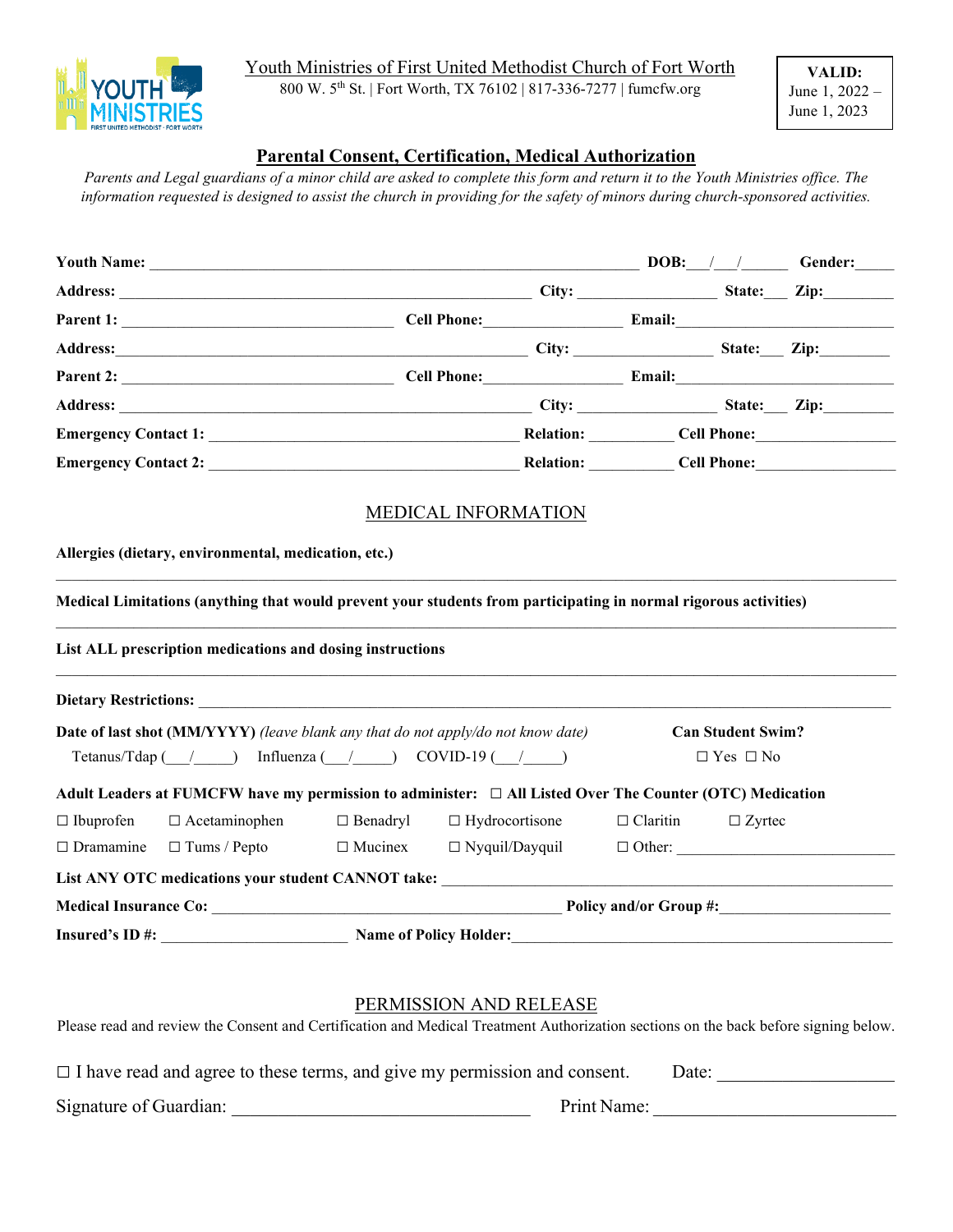Youth Ministries of First United Methodist Church of Fort Worth
800 W. 5th St. | Fort Worth, TX 76102 | 817-336-7277 | fumcfw.org

**VALID:**
June 1, 2022 – June 1, 2023

## Parental Consent, Certification, Medical Authorization

*Parents and Legal guardians of a minor child are asked to complete this form and return it to the Youth Ministries office. The information requested is designed to assist the church in providing for the safety of minors during church-sponsored activities.*

**Youth Name:** ______________________________ **DOB:**___/___/_____ **Gender:**_____

**Address:** ______________________________ **City:** ______________ **State:**___ **Zip:**________

**Parent 1:** ______________________ **Cell Phone:**______________ **Email:**______________________

**Address:**______________________________ **City:** ______________ **State:**___ **Zip:**________

**Parent 2:** ______________________ **Cell Phone:**______________ **Email:**______________________

**Address:** ______________________________ **City:** ______________ **State:**___ **Zip:**________

**Emergency Contact 1:** ______________________ **Relation:** __________ **Cell Phone:**______________

**Emergency Contact 2:** ______________________ **Relation:** __________ **Cell Phone:**______________

## MEDICAL INFORMATION

**Allergies (dietary, environmental, medication, etc.)**

______________________________________________________________________________

**Medical Limitations (anything that would prevent your students from participating in normal rigorous activities)**

______________________________________________________________________________

**List ALL prescription medications and dosing instructions**

______________________________________________________________________________

**Dietary Restrictions:** ______________________________________________________________

**Date of last shot (MM/YYYY)** *(leave blank any that do not apply/do not know date)*

Tetanus/Tdap (___/_____) Influenza (___/_____) COVID-19 (___/_____)

**Can Student Swim?**

☐ Yes ☐ No

**Adult Leaders at FUMCFW have my permission to administer:** ☐ **All Listed Over The Counter (OTC) Medication**

☐ Ibuprofen ☐ Acetaminophen ☐ Benadryl ☐ Hydrocortisone ☐ Claritin ☐ Zyrtec

☐ Dramamine ☐ Tums / Pepto ☐ Mucinex ☐ Nyquil/Dayquil ☐ Other: ______________________

**List ANY OTC medications your student CANNOT take:** ______________________________________

**Medical Insurance Co:** ______________________________ **Policy and/or Group #:**__________________

**Insured's ID #:** ____________________ **Name of Policy Holder:**______________________________

## PERMISSION AND RELEASE

Please read and review the Consent and Certification and Medical Treatment Authorization sections on the back before signing below.

☐ I have read and agree to these terms, and give my permission and consent. Date: ________________

Signature of Guardian: ____________________________ Print Name: ________________________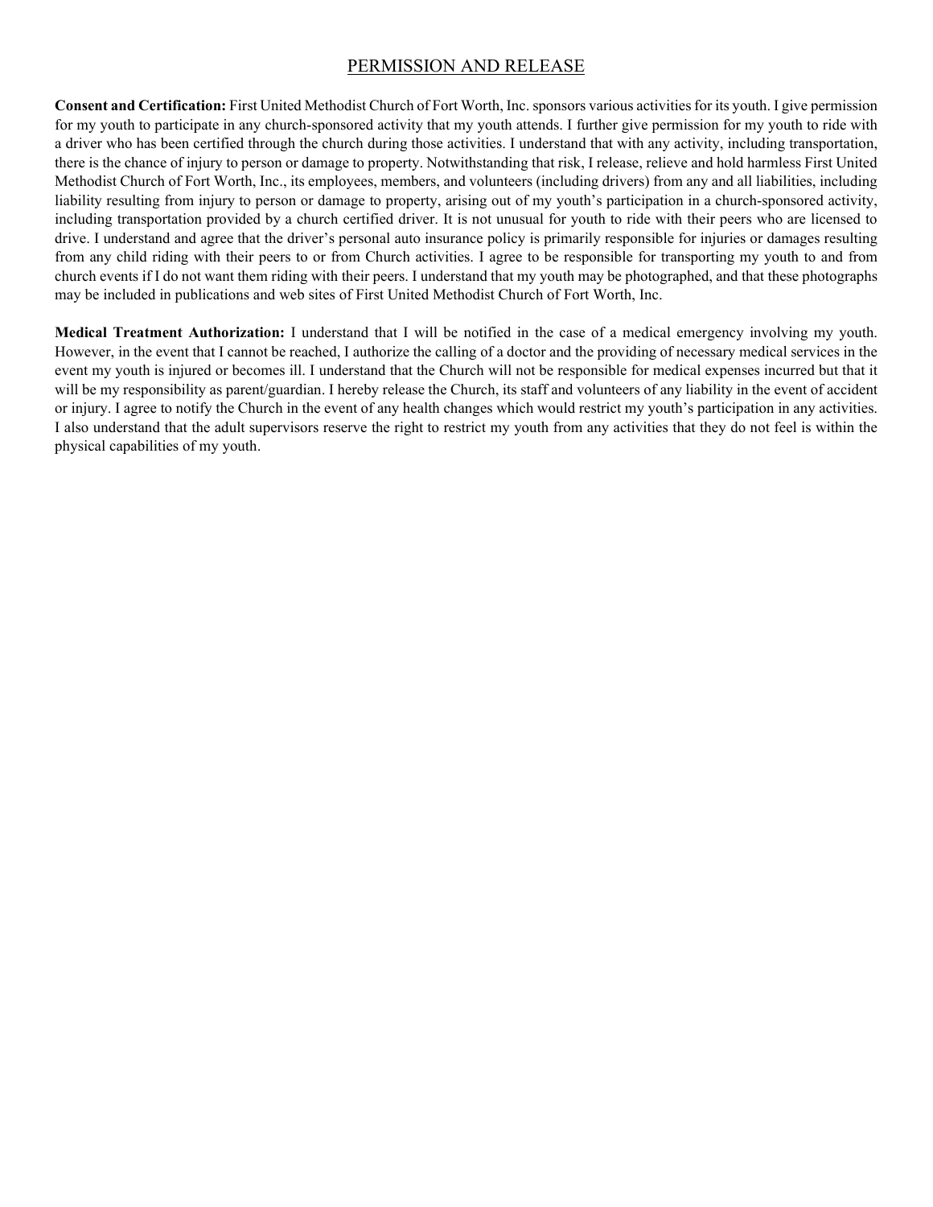# PERMISSION AND RELEASE

**Consent and Certification:** First United Methodist Church of Fort Worth, Inc. sponsors various activities for its youth. I give permission for my youth to participate in any church-sponsored activity that my youth attends. I further give permission for my youth to ride with a driver who has been certified through the church during those activities. I understand that with any activity, including transportation, there is the chance of injury to person or damage to property. Notwithstanding that risk, I release, relieve and hold harmless First United Methodist Church of Fort Worth, Inc., its employees, members, and volunteers (including drivers) from any and all liabilities, including liability resulting from injury to person or damage to property, arising out of my youth's participation in a church-sponsored activity, including transportation provided by a church certified driver. It is not unusual for youth to ride with their peers who are licensed to drive. I understand and agree that the driver's personal auto insurance policy is primarily responsible for injuries or damages resulting from any child riding with their peers to or from Church activities. I agree to be responsible for transporting my youth to and from church events if I do not want them riding with their peers. I understand that my youth may be photographed, and that these photographs may be included in publications and web sites of First United Methodist Church of Fort Worth, Inc.

**Medical Treatment Authorization:** I understand that I will be notified in the case of a medical emergency involving my youth. However, in the event that I cannot be reached, I authorize the calling of a doctor and the providing of necessary medical services in the event my youth is injured or becomes ill. I understand that the Church will not be responsible for medical expenses incurred but that it will be my responsibility as parent/guardian. I hereby release the Church, its staff and volunteers of any liability in the event of accident or injury. I agree to notify the Church in the event of any health changes which would restrict my youth's participation in any activities. I also understand that the adult supervisors reserve the right to restrict my youth from any activities that they do not feel is within the physical capabilities of my youth.